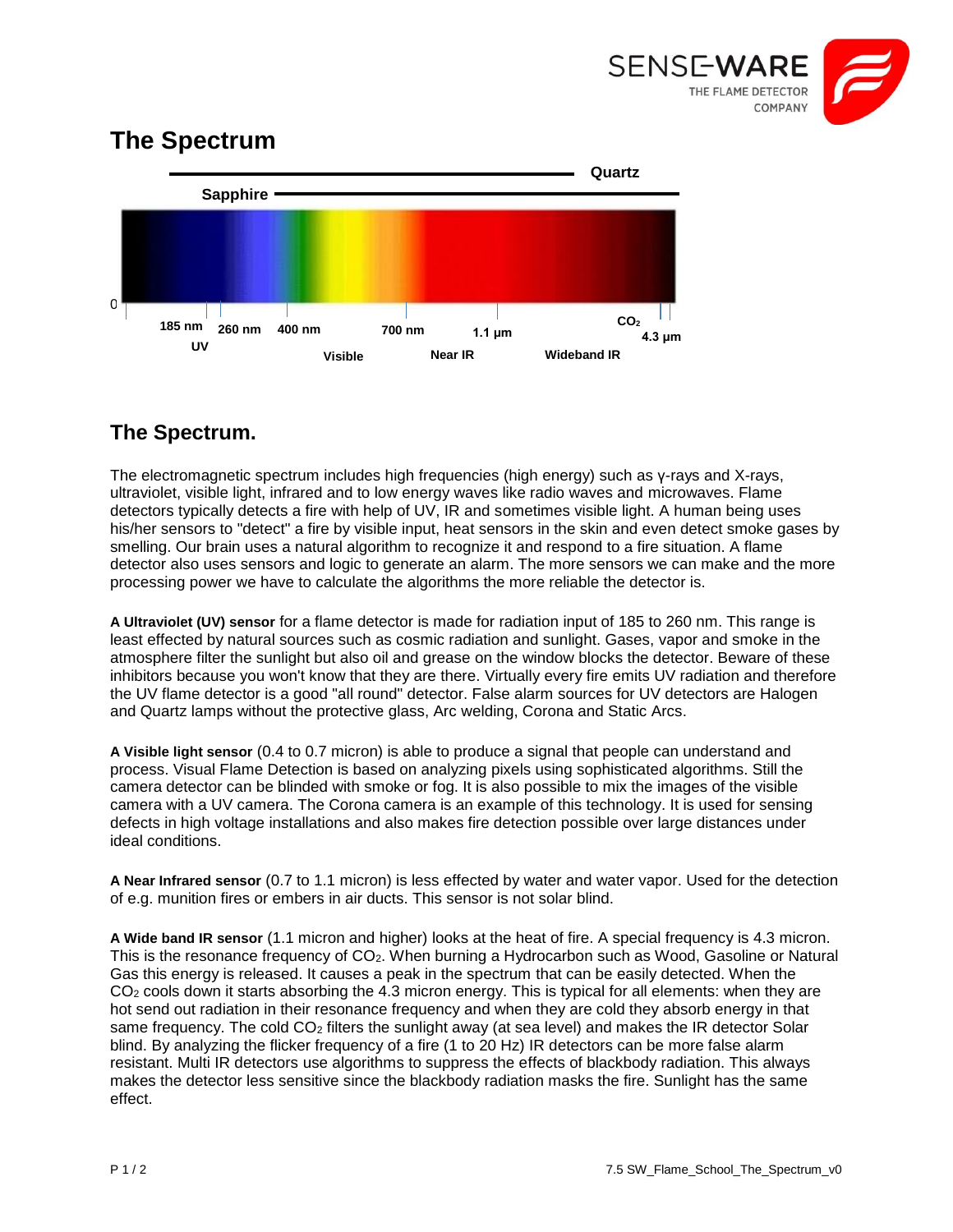## The Spectrum

Quartz

Sapphire

0

185 nm 260 nm 400 nm 700 nm 1.1 µm $CO_2$ 4.3 µm

UV Visible Near IR Wideband IR

## The Spectrum.

The electromagnetic spectrum includes high frequencies (high energy) such as γ-rays and X-rays, ultraviolet, visible light, infrared and to low energy waves like radio waves and microwaves. Flame detectors typically detects a fire with help of UV, IR and sometimes visible light. A human being uses his/her sensors to "detect" a fire by visible input, heat sensors in the skin and even detect smoke gases by smelling. Our brain uses a natural algorithm to recognize it and respond to a fire situation. A flame detector also uses sensors and logic to generate an alarm. The more sensors we can make and the more processing power we have to calculate the algorithms the more reliable the detector is.

**A Ultraviolet (UV) sensor** for a flame detector is made for radiation input of 185 to 260 nm. This range is least effected by natural sources such as cosmic radiation and sunlight. Gases, vapor and smoke in the atmosphere filter the sunlight but also oil and grease on the window blocks the detector. Beware of these inhibitors because you won't know that they are there. Virtually every fire emits UV radiation and therefore the UV flame detector is a good "all round" detector. False alarm sources for UV detectors are Halogen and Quartz lamps without the protective glass, Arc welding, Corona and Static Arcs.

**A Visible light sensor** (0.4 to 0.7 micron) is able to produce a signal that people can understand and process. Visual Flame Detection is based on analyzing pixels using sophisticated algorithms. Still the camera detector can be blinded with smoke or fog. It is also possible to mix the images of the visible camera with a UV camera. The Corona camera is an example of this technology. It is used for sensing defects in high voltage installations and also makes fire detection possible over large distances under ideal conditions.

**A Near Infrared sensor** (0.7 to 1.1 micron) is less effected by water and water vapor. Used for the detection of e.g. munition fires or embers in air ducts. This sensor is not solar blind.

**A Wide band IR sensor** (1.1 micron and higher) looks at the heat of fire. A special frequency is 4.3 micron. This is the resonance frequency of $CO_2$. When burning a Hydrocarbon such as Wood, Gasoline or Natural Gas this energy is released. It causes a peak in the spectrum that can be easily detected. When the $CO_2$ cools down it starts absorbing the 4.3 micron energy. This is typical for all elements: when they are hot send out radiation in their resonance frequency and when they are cold they absorb energy in that same frequency. The cold $CO_2$ filters the sunlight away (at sea level) and makes the IR detector Solar blind. By analyzing the flicker frequency of a fire (1 to 20 Hz) IR detectors can be more false alarm resistant. Multi IR detectors use algorithms to suppress the effects of blackbody radiation. This always makes the detector less sensitive since the blackbody radiation masks the fire. Sunlight has the same effect.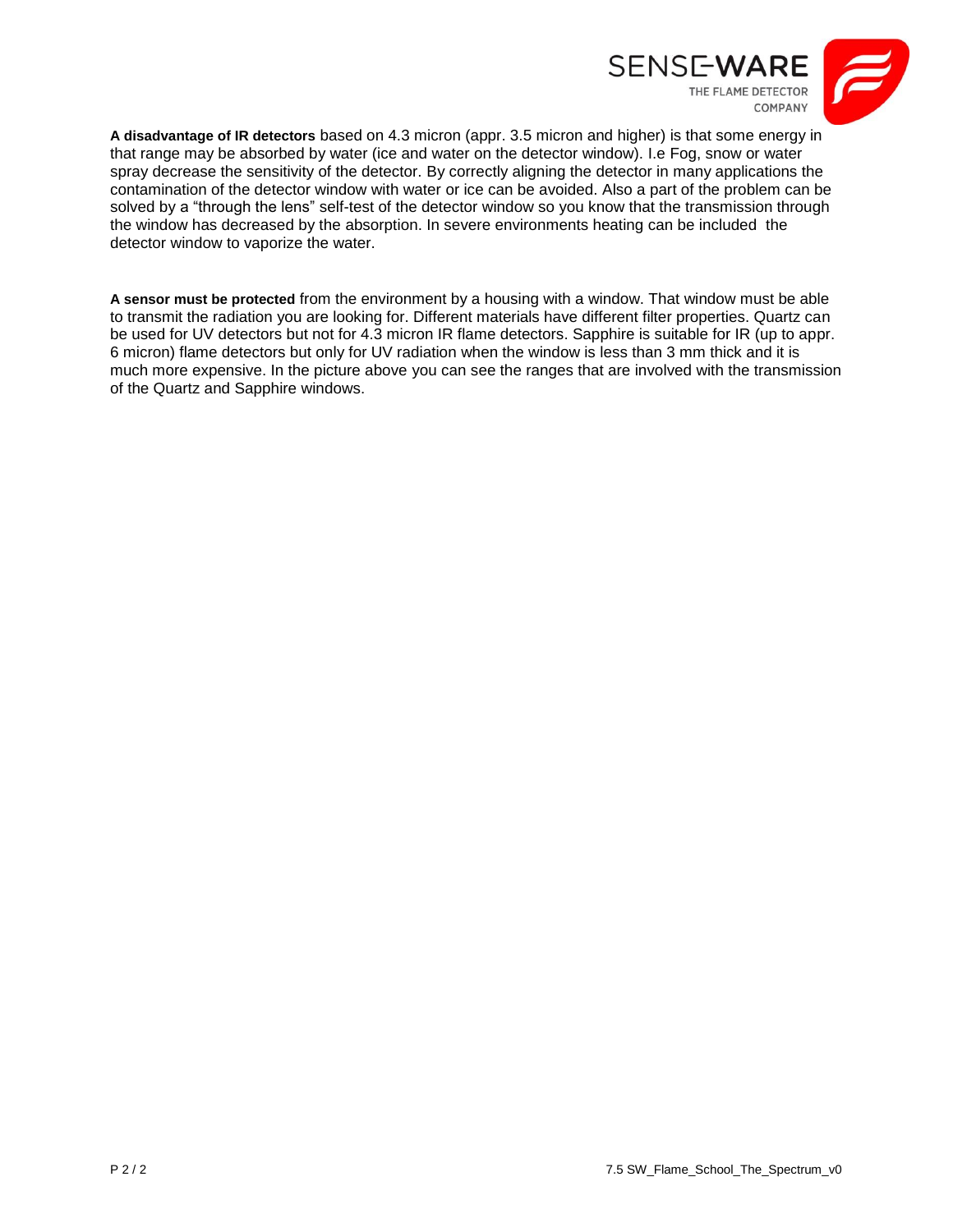**A disadvantage of IR detectors** based on 4.3 micron (appr. 3.5 micron and higher) is that some energy in that range may be absorbed by water (ice and water on the detector window). I.e Fog, snow or water spray decrease the sensitivity of the detector. By correctly aligning the detector in many applications the contamination of the detector window with water or ice can be avoided. Also a part of the problem can be solved by a "through the lens" self-test of the detector window so you know that the transmission through the window has decreased by the absorption. In severe environments heating can be included the detector window to vaporize the water.

**A sensor must be protected** from the environment by a housing with a window. That window must be able to transmit the radiation you are looking for. Different materials have different filter properties. Quartz can be used for UV detectors but not for 4.3 micron IR flame detectors. Sapphire is suitable for IR (up to appr. 6 micron) flame detectors but only for UV radiation when the window is less than 3 mm thick and it is much more expensive. In the picture above you can see the ranges that are involved with the transmission of the Quartz and Sapphire windows.